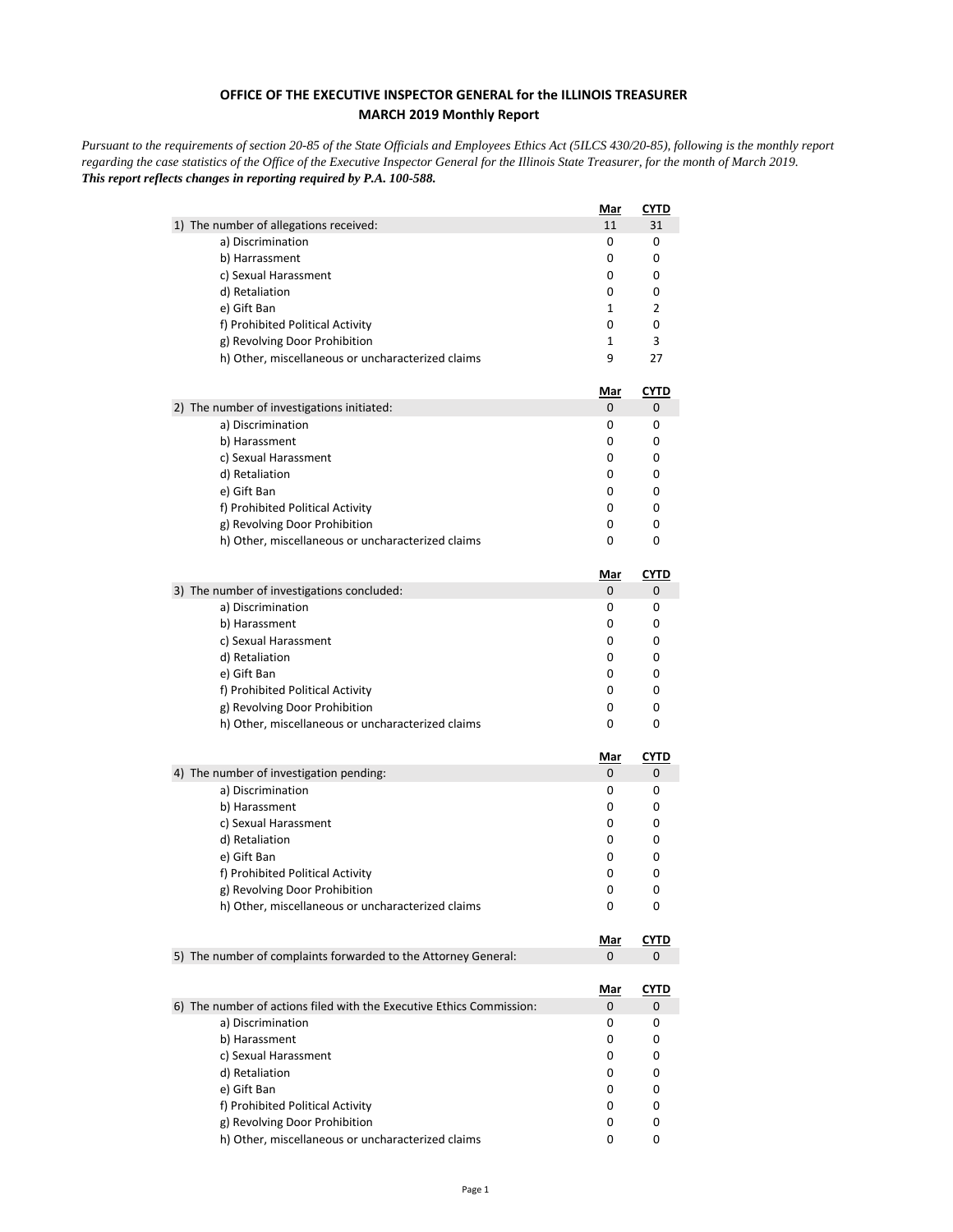**OFFICE OF THE EXECUTIVE INSPECTOR GENERAL for the ILLINOIS TREASURER**
**MARCH 2019 Monthly Report**

*Pursuant to the requirements of section 20-85 of the State Officials and Employees Ethics Act (5ILCS 430/20-85), following is the monthly report regarding the case statistics of the Office of the Executive Inspector General for the Illinois State Treasurer, for the month of March 2019.*
***This report reflects changes in reporting required by P.A. 100-588.***

| | Mar | CYTD |
|---|---|---|
| 1) The number of allegations received: | 11 | 31 |
| a) Discrimination | 0 | 0 |
| b) Harrassment | 0 | 0 |
| c) Sexual Harassment | 0 | 0 |
| d) Retaliation | 0 | 0 |
| e) Gift Ban | 1 | 2 |
| f) Prohibited Political Activity | 0 | 0 |
| g) Revolving Door Prohibition | 1 | 3 |
| h) Other, miscellaneous or uncharacterized claims | 9 | 27 |

| | Mar | CYTD |
|---|---|---|
| 2) The number of investigations initiated: | 0 | 0 |
| a) Discrimination | 0 | 0 |
| b) Harassment | 0 | 0 |
| c) Sexual Harassment | 0 | 0 |
| d) Retaliation | 0 | 0 |
| e) Gift Ban | 0 | 0 |
| f) Prohibited Political Activity | 0 | 0 |
| g) Revolving Door Prohibition | 0 | 0 |
| h) Other, miscellaneous or uncharacterized claims | 0 | 0 |

| | Mar | CYTD |
|---|---|---|
| 3) The number of investigations concluded: | 0 | 0 |
| a) Discrimination | 0 | 0 |
| b) Harassment | 0 | 0 |
| c) Sexual Harassment | 0 | 0 |
| d) Retaliation | 0 | 0 |
| e) Gift Ban | 0 | 0 |
| f) Prohibited Political Activity | 0 | 0 |
| g) Revolving Door Prohibition | 0 | 0 |
| h) Other, miscellaneous or uncharacterized claims | 0 | 0 |

| | Mar | CYTD |
|---|---|---|
| 4) The number of investigation pending: | 0 | 0 |
| a) Discrimination | 0 | 0 |
| b) Harassment | 0 | 0 |
| c) Sexual Harassment | 0 | 0 |
| d) Retaliation | 0 | 0 |
| e) Gift Ban | 0 | 0 |
| f) Prohibited Political Activity | 0 | 0 |
| g) Revolving Door Prohibition | 0 | 0 |
| h) Other, miscellaneous or uncharacterized claims | 0 | 0 |

| | Mar | CYTD |
|---|---|---|
| 5) The number of complaints forwarded to the Attorney General: | 0 | 0 |

| | Mar | CYTD |
|---|---|---|
| 6) The number of actions filed with the Executive Ethics Commission: | 0 | 0 |
| a) Discrimination | 0 | 0 |
| b) Harassment | 0 | 0 |
| c) Sexual Harassment | 0 | 0 |
| d) Retaliation | 0 | 0 |
| e) Gift Ban | 0 | 0 |
| f) Prohibited Political Activity | 0 | 0 |
| g) Revolving Door Prohibition | 0 | 0 |
| h) Other, miscellaneous or uncharacterized claims | 0 | 0 |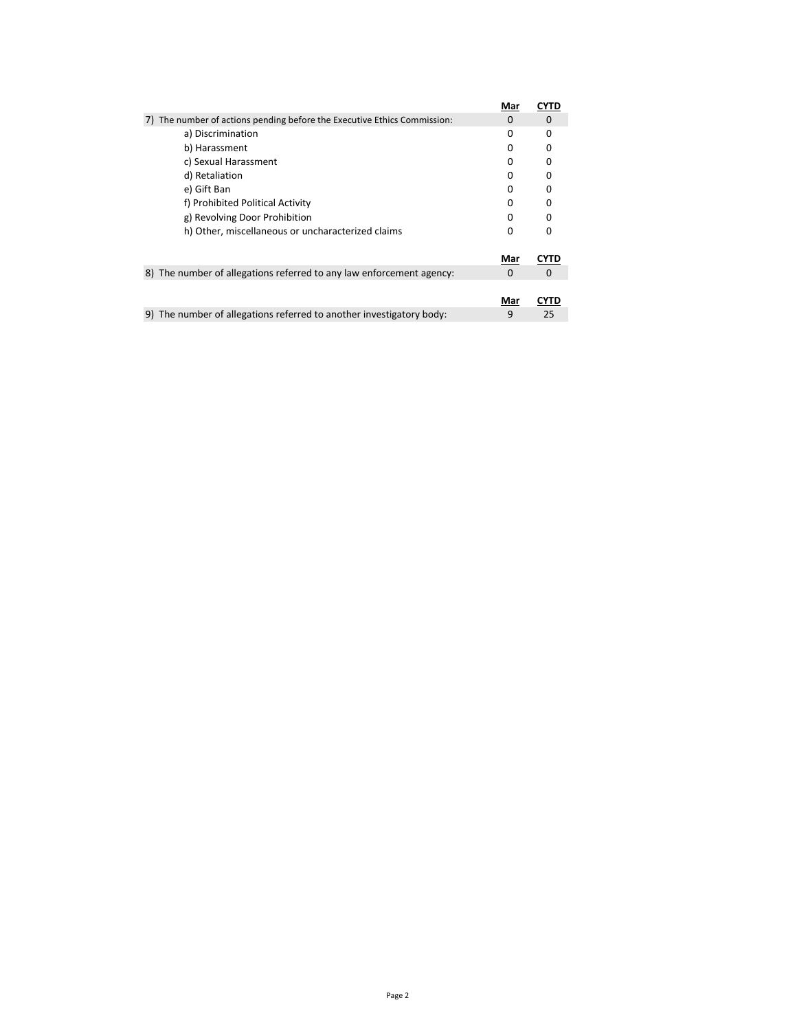| | Mar | CYTD |
|---|---|---|
| 7) The number of actions pending before the Executive Ethics Commission: | 0 | 0 |
| a) Discrimination | 0 | 0 |
| b) Harassment | 0 | 0 |
| c) Sexual Harassment | 0 | 0 |
| d) Retaliation | 0 | 0 |
| e) Gift Ban | 0 | 0 |
| f) Prohibited Political Activity | 0 | 0 |
| g) Revolving Door Prohibition | 0 | 0 |
| h) Other, miscellaneous or uncharacterized claims | 0 | 0 |

| | Mar | CYTD |
|---|---|---|
| 8) The number of allegations referred to any law enforcement agency: | 0 | 0 |

| | Mar | CYTD |
|---|---|---|
| 9) The number of allegations referred to another investigatory body: | 9 | 25 |